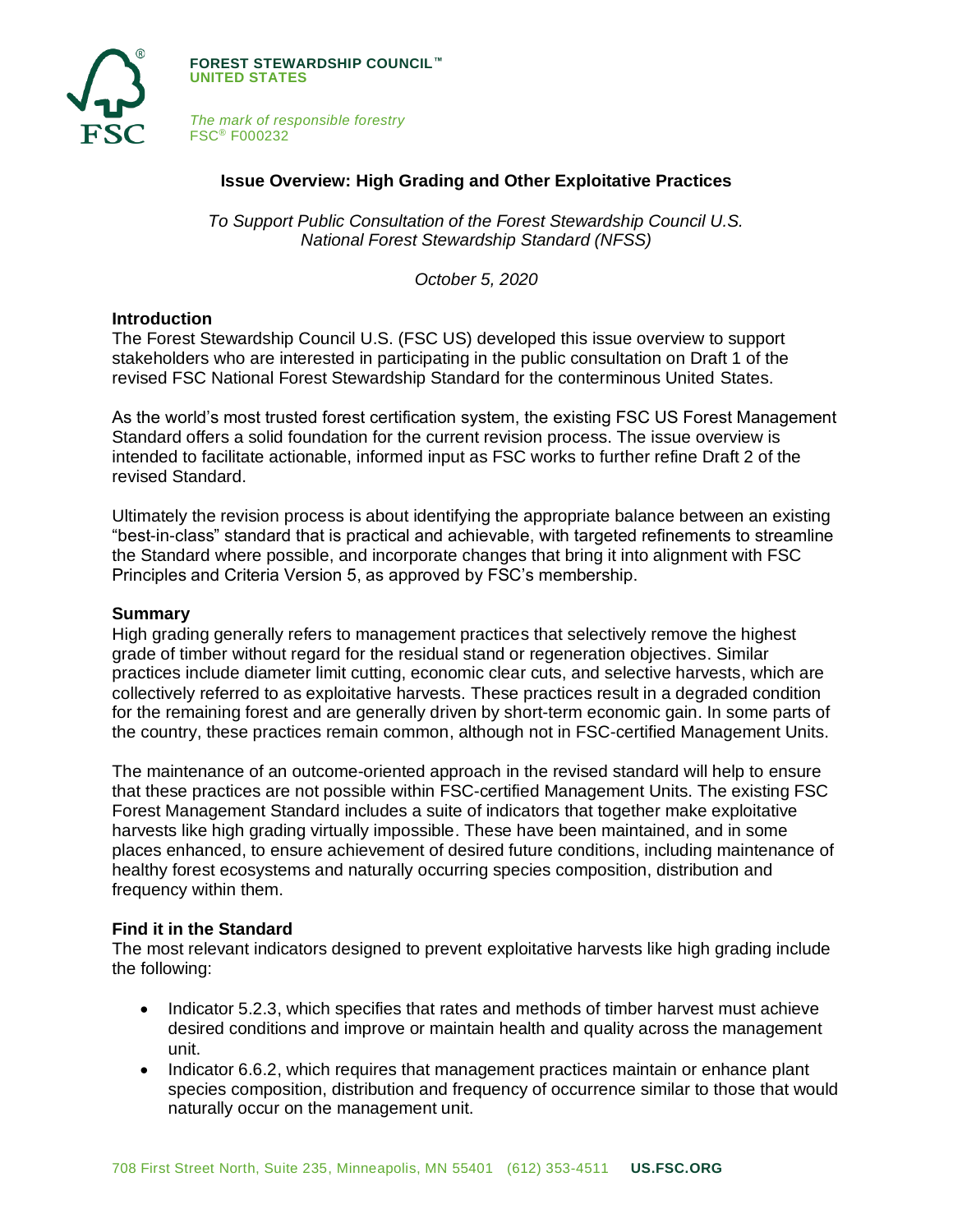**FOREST STEWARDSHIP COUNCIL™**
**UNITED STATES**

*The mark of responsible forestry*
FSC® F000232

# Issue Overview: High Grading and Other Exploitative Practices

*To Support Public Consultation of the Forest Stewardship Council U.S. National Forest Stewardship Standard (NFSS)*

*October 5, 2020*

## Introduction

The Forest Stewardship Council U.S. (FSC US) developed this issue overview to support stakeholders who are interested in participating in the public consultation on Draft 1 of the revised FSC National Forest Stewardship Standard for the conterminous United States.

As the world's most trusted forest certification system, the existing FSC US Forest Management Standard offers a solid foundation for the current revision process. The issue overview is intended to facilitate actionable, informed input as FSC works to further refine Draft 2 of the revised Standard.

Ultimately the revision process is about identifying the appropriate balance between an existing "best-in-class" standard that is practical and achievable, with targeted refinements to streamline the Standard where possible, and incorporate changes that bring it into alignment with FSC Principles and Criteria Version 5, as approved by FSC's membership.

## Summary

High grading generally refers to management practices that selectively remove the highest grade of timber without regard for the residual stand or regeneration objectives. Similar practices include diameter limit cutting, economic clear cuts, and selective harvests, which are collectively referred to as exploitative harvests. These practices result in a degraded condition for the remaining forest and are generally driven by short-term economic gain. In some parts of the country, these practices remain common, although not in FSC-certified Management Units.

The maintenance of an outcome-oriented approach in the revised standard will help to ensure that these practices are not possible within FSC-certified Management Units. The existing FSC Forest Management Standard includes a suite of indicators that together make exploitative harvests like high grading virtually impossible. These have been maintained, and in some places enhanced, to ensure achievement of desired future conditions, including maintenance of healthy forest ecosystems and naturally occurring species composition, distribution and frequency within them.

## Find it in the Standard

The most relevant indicators designed to prevent exploitative harvests like high grading include the following:

- Indicator 5.2.3, which specifies that rates and methods of timber harvest must achieve desired conditions and improve or maintain health and quality across the management unit.
- Indicator 6.6.2, which requires that management practices maintain or enhance plant species composition, distribution and frequency of occurrence similar to those that would naturally occur on the management unit.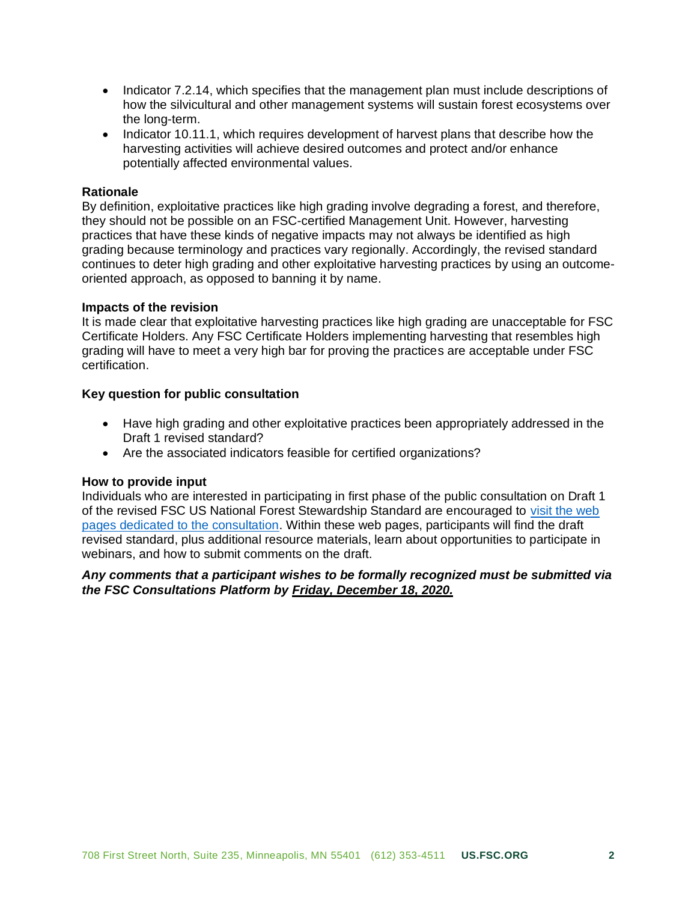- Indicator 7.2.14, which specifies that the management plan must include descriptions of how the silvicultural and other management systems will sustain forest ecosystems over the long-term.
- Indicator 10.11.1, which requires development of harvest plans that describe how the harvesting activities will achieve desired outcomes and protect and/or enhance potentially affected environmental values.

**Rationale**

By definition, exploitative practices like high grading involve degrading a forest, and therefore, they should not be possible on an FSC-certified Management Unit. However, harvesting practices that have these kinds of negative impacts may not always be identified as high grading because terminology and practices vary regionally. Accordingly, the revised standard continues to deter high grading and other exploitative harvesting practices by using an outcome-oriented approach, as opposed to banning it by name.

**Impacts of the revision**

It is made clear that exploitative harvesting practices like high grading are unacceptable for FSC Certificate Holders. Any FSC Certificate Holders implementing harvesting that resembles high grading will have to meet a very high bar for proving the practices are acceptable under FSC certification.

**Key question for public consultation**

- Have high grading and other exploitative practices been appropriately addressed in the Draft 1 revised standard?
- Are the associated indicators feasible for certified organizations?

**How to provide input**

Individuals who are interested in participating in first phase of the public consultation on Draft 1 of the revised FSC US National Forest Stewardship Standard are encouraged to visit the web pages dedicated to the consultation. Within these web pages, participants will find the draft revised standard, plus additional resource materials, learn about opportunities to participate in webinars, and how to submit comments on the draft.

***Any comments that a participant wishes to be formally recognized must be submitted via the FSC Consultations Platform by Friday, December 18, 2020.***